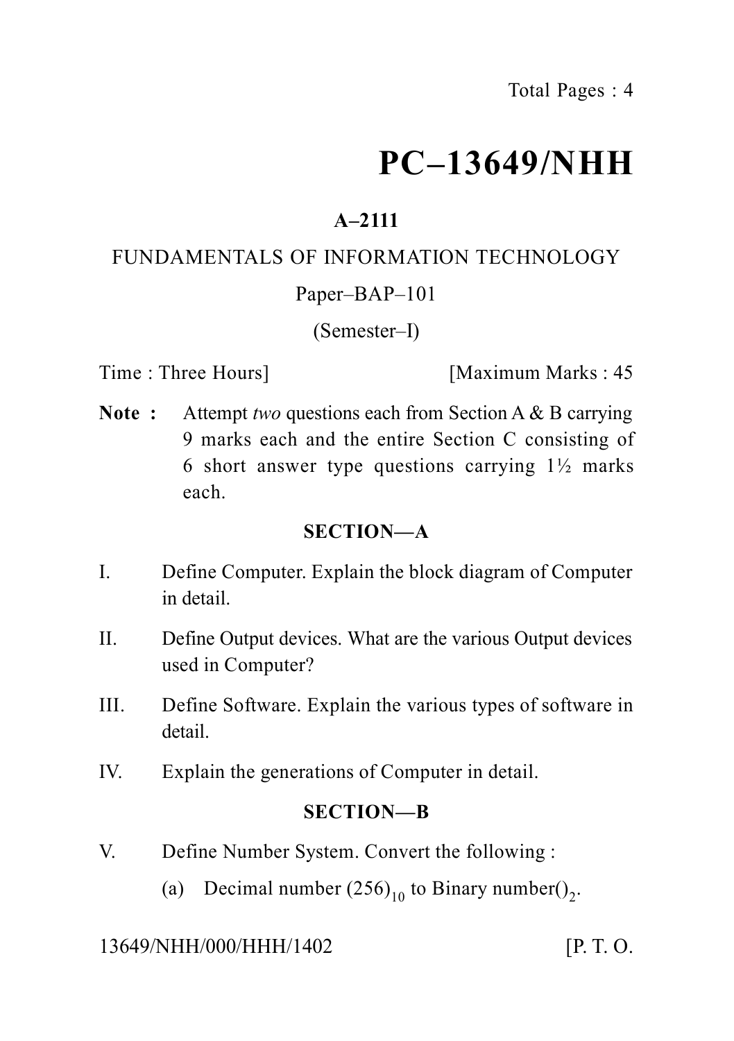Total Pages : 4

# PC–13649/NHH

**A–2111**

FUNDAMENTALS OF INFORMATION TECHNOLOGY

Paper–BAP–101

(Semester–I)

Time : Three Hours] [Maximum Marks : 45

**Note :** Attempt *two* questions each from Section A & B carrying 9 marks each and the entire Section C consisting of 6 short answer type questions carrying 1½ marks each.

## SECTION—A

I. Define Computer. Explain the block diagram of Computer in detail.

II. Define Output devices. What are the various Output devices used in Computer?

III. Define Software. Explain the various types of software in detail.

IV. Explain the generations of Computer in detail.

## SECTION—B

V. Define Number System. Convert the following :

(a) Decimal number $(256)_{10}$ to Binary number$()_2$.

13649/NHH/000/HHH/1402 [P. T. O.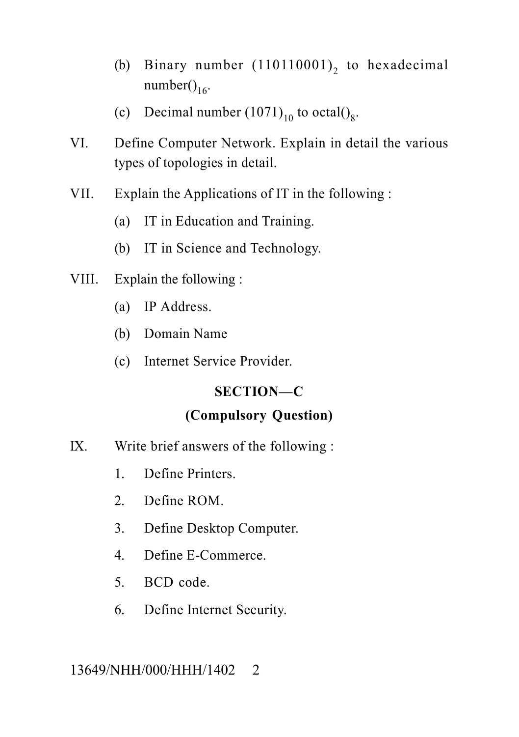(b) Binary number $(110110001)_2$ to hexadecimal number$()_{16}$.

(c) Decimal number $(1071)_{10}$ to octal$()_8$.

VI. Define Computer Network. Explain in detail the various types of topologies in detail.

VII. Explain the Applications of IT in the following :

(a) IT in Education and Training.

(b) IT in Science and Technology.

VIII. Explain the following :

(a) IP Address.

(b) Domain Name

(c) Internet Service Provider.

## SECTION—C

### (Compulsory Question)

IX. Write brief answers of the following :

1. Define Printers.
2. Define ROM.
3. Define Desktop Computer.
4. Define E-Commerce.
5. BCD code.
6. Define Internet Security.

13649/NHH/000/HHH/1402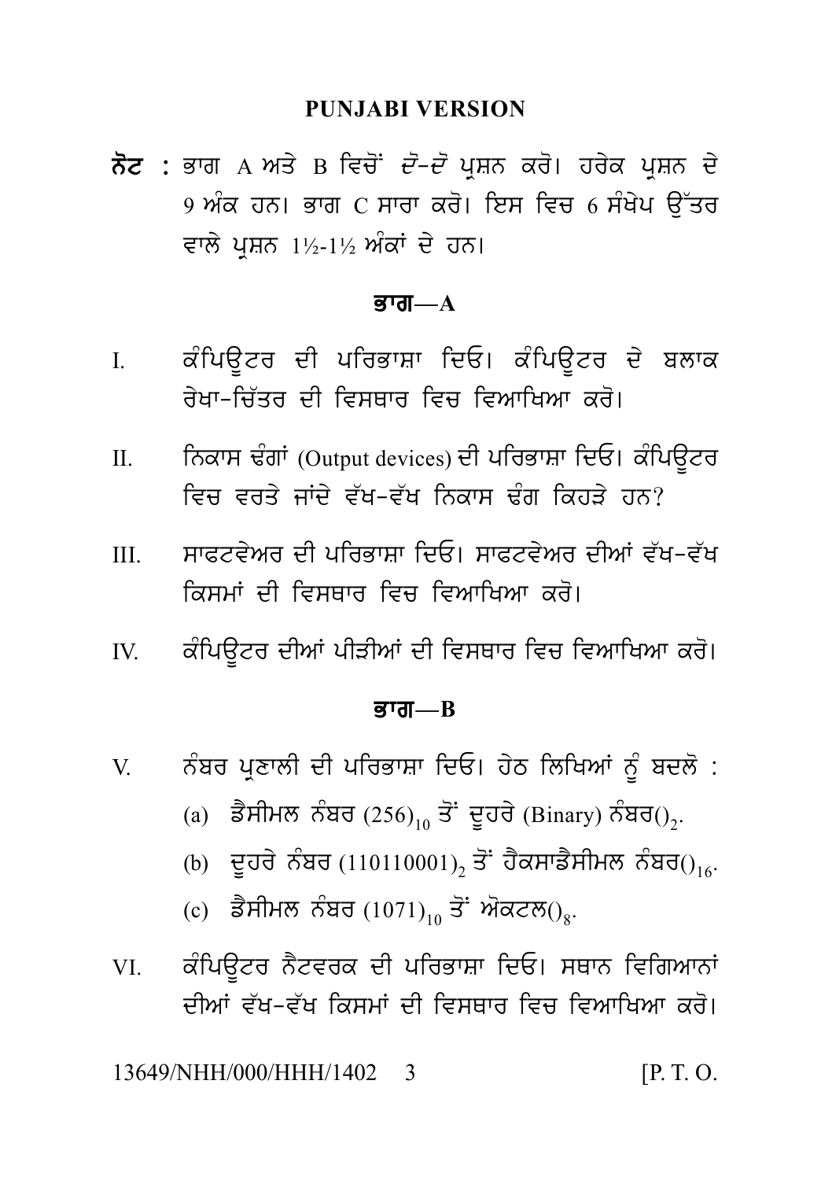**PUNJABI VERSION**

**ਨੋਟ :** ਭਾਗ A ਅਤੇ B ਵਿਚੋਂ *ਦੋ-ਦੋ* ਪ੍ਰਸ਼ਨ ਕਰੋ। ਹਰੇਕ ਪ੍ਰਸ਼ਨ ਦੇ 9 ਅੰਕ ਹਨ। ਭਾਗ C ਸਾਰਾ ਕਰੋ। ਇਸ ਵਿਚ 6 ਸੰਖੇਪ ਉੱਤਰ ਵਾਲੇ ਪ੍ਰਸ਼ਨ 1½-1½ ਅੰਕਾਂ ਦੇ ਹਨ।

## ਭਾਗ—A

I. ਕੰਪਿਊਟਰ ਦੀ ਪਰਿਭਾਸ਼ਾ ਦਿਓ। ਕੰਪਿਊਟਰ ਦੇ ਬਲਾਕ ਰੇਖਾ-ਚਿੱਤਰ ਦੀ ਵਿਸਥਾਰ ਵਿਚ ਵਿਆਖਿਆ ਕਰੋ।

II. ਨਿਕਾਸ ਢੰਗਾਂ (Output devices) ਦੀ ਪਰਿਭਾਸ਼ਾ ਦਿਓ। ਕੰਪਿਊਟਰ ਵਿਚ ਵਰਤੇ ਜਾਂਦੇ ਵੱਖ-ਵੱਖ ਨਿਕਾਸ ਢੰਗ ਕਿਹੜੇ ਹਨ?

III. ਸਾਫਟਵੇਅਰ ਦੀ ਪਰਿਭਾਸ਼ਾ ਦਿਓ। ਸਾਫਟਵੇਅਰ ਦੀਆਂ ਵੱਖ-ਵੱਖ ਕਿਸਮਾਂ ਦੀ ਵਿਸਥਾਰ ਵਿਚ ਵਿਆਖਿਆ ਕਰੋ।

IV. ਕੰਪਿਊਟਰ ਦੀਆਂ ਪੀੜੀਆਂ ਦੀ ਵਿਸਥਾਰ ਵਿਚ ਵਿਆਖਿਆ ਕਰੋ।

## ਭਾਗ—B

V. ਨੰਬਰ ਪ੍ਰਣਾਲੀ ਦੀ ਪਰਿਭਾਸ਼ਾ ਦਿਓ। ਹੇਠ ਲਿਖਿਆਂ ਨੂੰ ਬਦਲੋ :

(a) ਡੈਸੀਮਲ ਨੰਬਰ $(256)_{10}$ ਤੋਂ ਦੂਹਰੇ (Binary) ਨੰਬਰ$()_2$.

(b) ਦੂਹਰੇ ਨੰਬਰ $(110110001)_2$ ਤੋਂ ਹੈਕਸਾਡੈਸੀਮਲ ਨੰਬਰ$()_{16}$.

(c) ਡੈਸੀਮਲ ਨੰਬਰ $(1071)_{10}$ ਤੋਂ ਔਕਟਲ$()_8$.

VI. ਕੰਪਿਊਟਰ ਨੈਟਵਰਕ ਦੀ ਪਰਿਭਾਸ਼ਾ ਦਿਓ। ਸਥਾਨ ਵਿਗਿਆਨਾਂ ਦੀਆਂ ਵੱਖ-ਵੱਖ ਕਿਸਮਾਂ ਦੀ ਵਿਸਥਾਰ ਵਿਚ ਵਿਆਖਿਆ ਕਰੋ।

13649/NHH/000/HHH/1402 [P. T. O.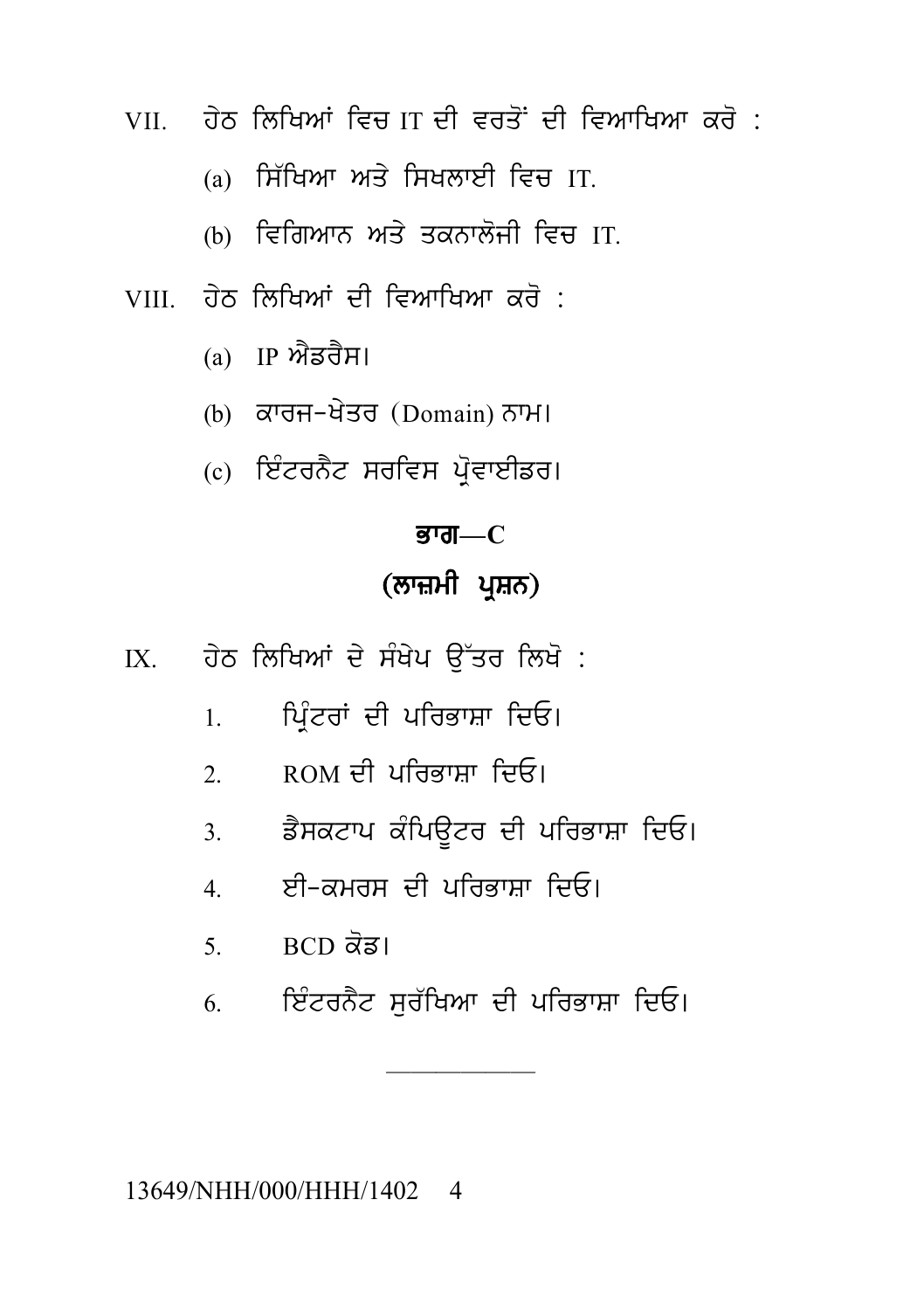VII. ਹੇਠ ਲਿਖਿਆਂ ਵਿਚ IT ਦੀ ਵਰਤੋਂ ਦੀ ਵਿਆਖਿਆ ਕਰੋ :

(a) ਸਿੱਖਿਆ ਅਤੇ ਸਿਖਲਾਈ ਵਿਚ IT.

(b) ਵਿਗਿਆਨ ਅਤੇ ਤਕਨਾਲੋਜੀ ਵਿਚ IT.

VIII. ਹੇਠ ਲਿਖਿਆਂ ਦੀ ਵਿਆਖਿਆ ਕਰੋ :

(a) IP ਐਡਰੈਸ।

(b) ਕਾਰਜ-ਖੇਤਰ (Domain) ਨਾਮ।

(c) ਇੰਟਰਨੈਟ ਸਰਵਿਸ ਪ੍ਰੋਵਾਈਡਰ।

## ਭਾਗ—C

## (ਲਾਜ਼ਮੀ ਪ੍ਰਸ਼ਨ)

IX. ਹੇਠ ਲਿਖਿਆਂ ਦੇ ਸੰਖੇਪ ਉੱਤਰ ਲਿਖੋ :

1. ਪ੍ਰਿੰਟਰਾਂ ਦੀ ਪਰਿਭਾਸ਼ਾ ਦਿਓ।
2. ROM ਦੀ ਪਰਿਭਾਸ਼ਾ ਦਿਓ।
3. ਡੈਸਕਟਾਪ ਕੰਪਿਊਟਰ ਦੀ ਪਰਿਭਾਸ਼ਾ ਦਿਓ।
4. ਈ-ਕਮਰਸ ਦੀ ਪਰਿਭਾਸ਼ਾ ਦਿਓ।
5. BCD ਕੋਡ।
6. ਇੰਟਰਨੈਟ ਸੁਰੱਖਿਆ ਦੀ ਪਰਿਭਾਸ਼ਾ ਦਿਓ।

13649/NHH/000/HHH/1402